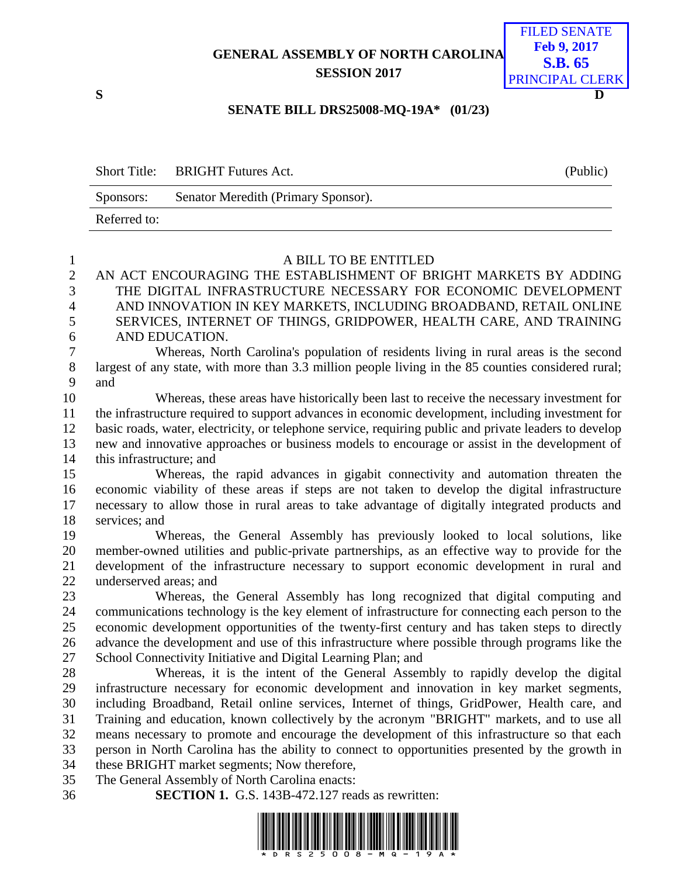GENERAL ASSEMBLY OF NORTH CAROLINA
SESSION 2017

FILED SENATE
Feb 9, 2017
S.B. 65
PRINCIPAL CLERK

S D

**SENATE BILL DRS25008-MQ-19A* (01/23)**

| Short Title: | BRIGHT Futures Act. | (Public) |
|---|---|---|
| Sponsors: | Senator Meredith (Primary Sponsor). | |
| Referred to: | | |

A BILL TO BE ENTITLED

AN ACT ENCOURAGING THE ESTABLISHMENT OF BRIGHT MARKETS BY ADDING THE DIGITAL INFRASTRUCTURE NECESSARY FOR ECONOMIC DEVELOPMENT AND INNOVATION IN KEY MARKETS, INCLUDING BROADBAND, RETAIL ONLINE SERVICES, INTERNET OF THINGS, GRIDPOWER, HEALTH CARE, AND TRAINING AND EDUCATION.

Whereas, North Carolina's population of residents living in rural areas is the second largest of any state, with more than 3.3 million people living in the 85 counties considered rural; and

Whereas, these areas have historically been last to receive the necessary investment for the infrastructure required to support advances in economic development, including investment for basic roads, water, electricity, or telephone service, requiring public and private leaders to develop new and innovative approaches or business models to encourage or assist in the development of this infrastructure; and

Whereas, the rapid advances in gigabit connectivity and automation threaten the economic viability of these areas if steps are not taken to develop the digital infrastructure necessary to allow those in rural areas to take advantage of digitally integrated products and services; and

Whereas, the General Assembly has previously looked to local solutions, like member-owned utilities and public-private partnerships, as an effective way to provide for the development of the infrastructure necessary to support economic development in rural and underserved areas; and

Whereas, the General Assembly has long recognized that digital computing and communications technology is the key element of infrastructure for connecting each person to the economic development opportunities of the twenty-first century and has taken steps to directly advance the development and use of this infrastructure where possible through programs like the School Connectivity Initiative and Digital Learning Plan; and

Whereas, it is the intent of the General Assembly to rapidly develop the digital infrastructure necessary for economic development and innovation in key market segments, including Broadband, Retail online services, Internet of things, GridPower, Health care, and Training and education, known collectively by the acronym "BRIGHT" markets, and to use all means necessary to promote and encourage the development of this infrastructure so that each person in North Carolina has the ability to connect to opportunities presented by the growth in these BRIGHT market segments; Now therefore,

The General Assembly of North Carolina enacts:

**SECTION 1.** G.S. 143B-472.127 reads as rewritten: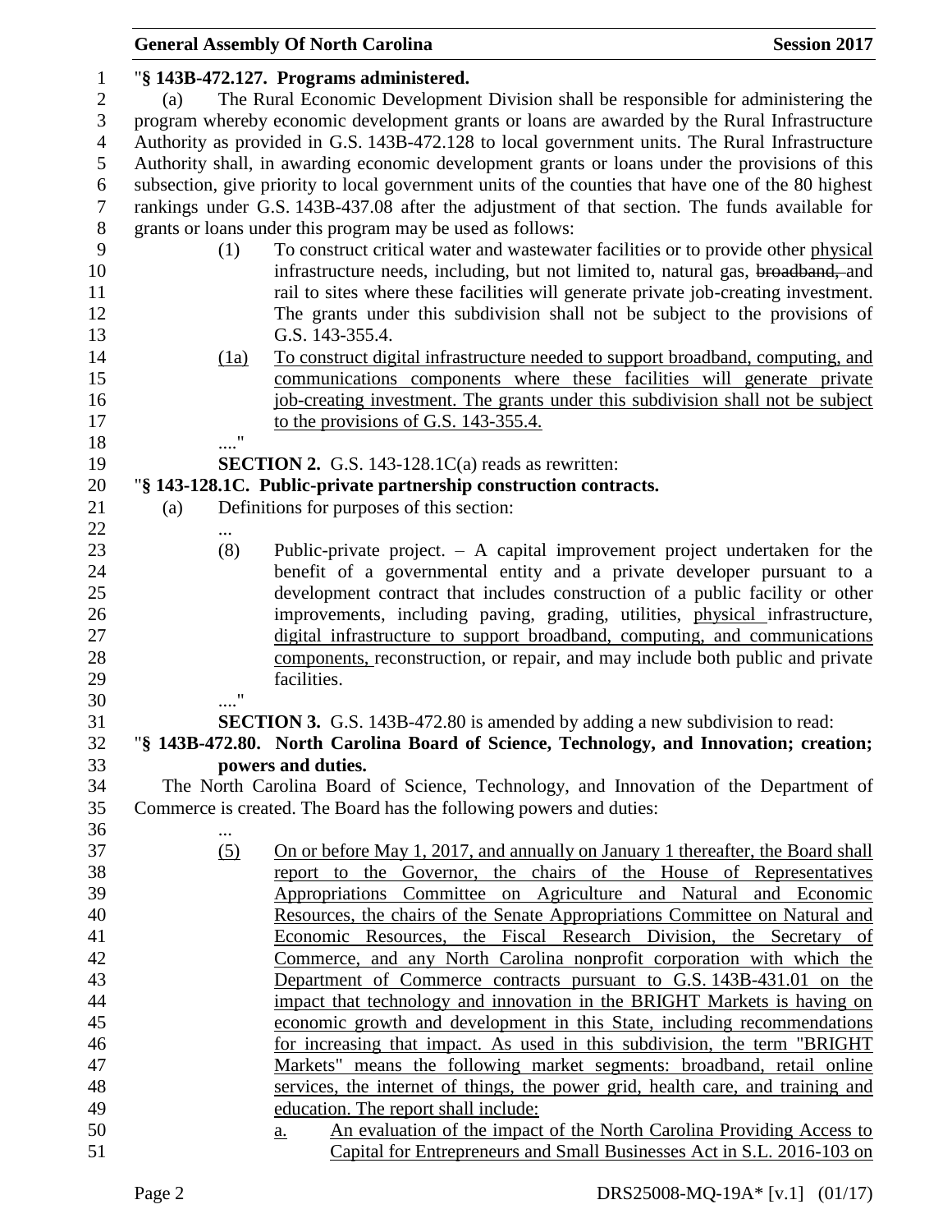"§ 143B-472.127. Programs administered.

(a) The Rural Economic Development Division shall be responsible for administering the program whereby economic development grants or loans are awarded by the Rural Infrastructure Authority as provided in G.S. 143B-472.128 to local government units. The Rural Infrastructure Authority shall, in awarding economic development grants or loans under the provisions of this subsection, give priority to local government units of the counties that have one of the 80 highest rankings under G.S. 143B-437.08 after the adjustment of that section. The funds available for grants or loans under this program may be used as follows:

(1) To construct critical water and wastewater facilities or to provide other physical infrastructure needs, including, but not limited to, natural gas, ~~broadband,~~ and rail to sites where these facilities will generate private job-creating investment. The grants under this subdivision shall not be subject to the provisions of G.S. 143-355.4.

(1a) To construct digital infrastructure needed to support broadband, computing, and communications components where these facilities will generate private job-creating investment. The grants under this subdivision shall not be subject to the provisions of G.S. 143-355.4.

…."

**SECTION 2.** G.S. 143-128.1C(a) reads as rewritten:

"§ 143-128.1C. Public-private partnership construction contracts.

(a) Definitions for purposes of this section:

…

(8) Public-private project. – A capital improvement project undertaken for the benefit of a governmental entity and a private developer pursuant to a development contract that includes construction of a public facility or other improvements, including paving, grading, utilities, physical infrastructure, digital infrastructure to support broadband, computing, and communications components, reconstruction, or repair, and may include both public and private facilities.

…."

**SECTION 3.** G.S. 143B-472.80 is amended by adding a new subdivision to read:

"§ 143B-472.80. North Carolina Board of Science, Technology, and Innovation; creation; powers and duties.

The North Carolina Board of Science, Technology, and Innovation of the Department of Commerce is created. The Board has the following powers and duties:

…

(5) On or before May 1, 2017, and annually on January 1 thereafter, the Board shall report to the Governor, the chairs of the House of Representatives Appropriations Committee on Agriculture and Natural and Economic Resources, the chairs of the Senate Appropriations Committee on Natural and Economic Resources, the Fiscal Research Division, the Secretary of Commerce, and any North Carolina nonprofit corporation with which the Department of Commerce contracts pursuant to G.S. 143B-431.01 on the impact that technology and innovation in the BRIGHT Markets is having on economic growth and development in this State, including recommendations for increasing that impact. As used in this subdivision, the term "BRIGHT Markets" means the following market segments: broadband, retail online services, the internet of things, the power grid, health care, and training and education. The report shall include:

a. An evaluation of the impact of the North Carolina Providing Access to Capital for Entrepreneurs and Small Businesses Act in S.L. 2016-103 on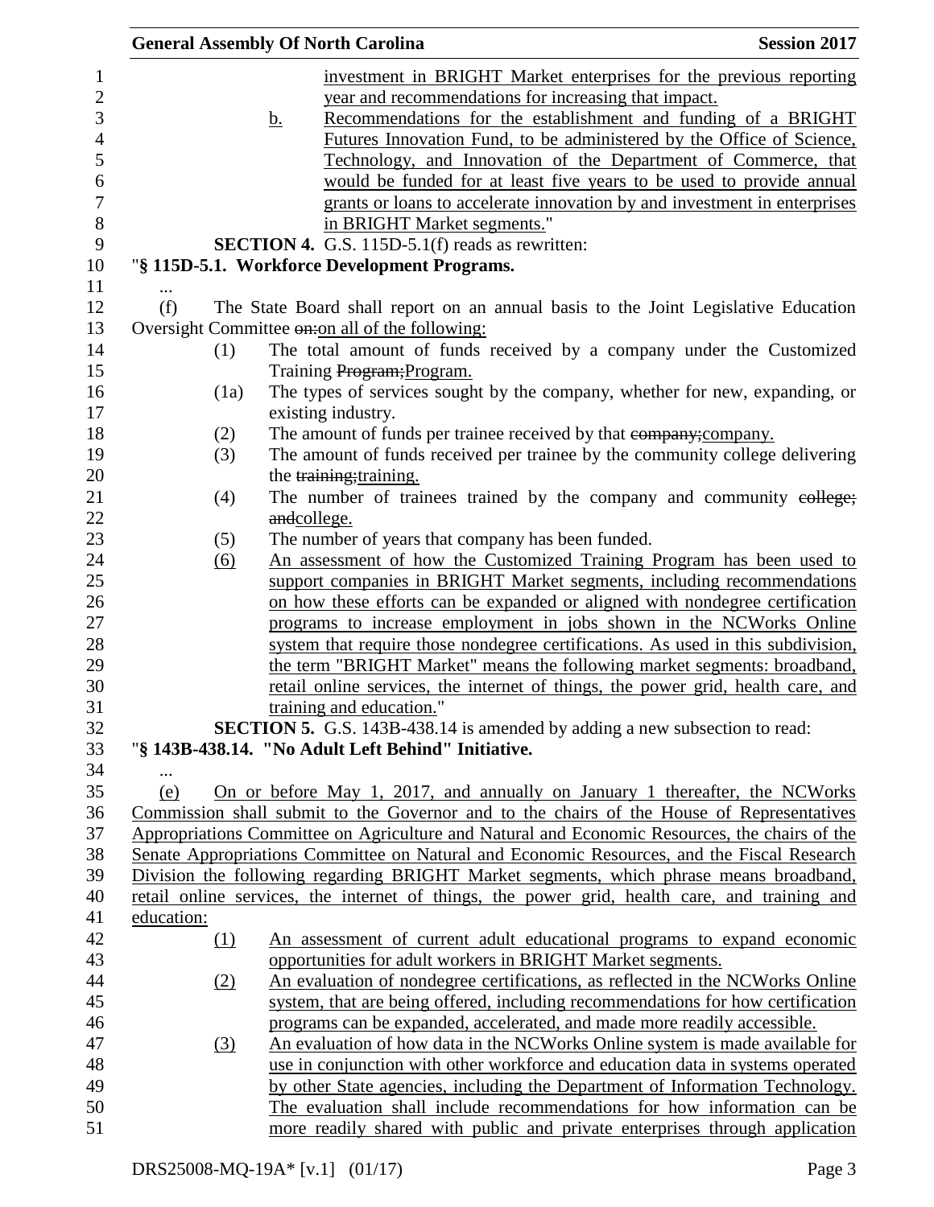investment in BRIGHT Market enterprises for the previous reporting year and recommendations for increasing that impact.

b. Recommendations for the establishment and funding of a BRIGHT Futures Innovation Fund, to be administered by the Office of Science, Technology, and Innovation of the Department of Commerce, that would be funded for at least five years to be used to provide annual grants or loans to accelerate innovation by and investment in enterprises in BRIGHT Market segments."

**SECTION 4.** G.S. 115D-5.1(f) reads as rewritten:

"**§ 115D-5.1. Workforce Development Programs.**

...

(f) The State Board shall report on an annual basis to the Joint Legislative Education Oversight Committee ~~on:~~on all of the following:

(1) The total amount of funds received by a company under the Customized Training ~~Program;~~Program.

(1a) The types of services sought by the company, whether for new, expanding, or existing industry.

(2) The amount of funds per trainee received by that ~~company;~~company.

(3) The amount of funds received per trainee by the community college delivering the ~~training;~~training.

(4) The number of trainees trained by the company and community ~~college; and~~college.

(5) The number of years that company has been funded.

(6) An assessment of how the Customized Training Program has been used to support companies in BRIGHT Market segments, including recommendations on how these efforts can be expanded or aligned with nondegree certification programs to increase employment in jobs shown in the NCWorks Online system that require those nondegree certifications. As used in this subdivision, the term "BRIGHT Market" means the following market segments: broadband, retail online services, the internet of things, the power grid, health care, and training and education."

**SECTION 5.** G.S. 143B-438.14 is amended by adding a new subsection to read:

"**§ 143B-438.14. "No Adult Left Behind" Initiative.**

...

(e) On or before May 1, 2017, and annually on January 1 thereafter, the NCWorks Commission shall submit to the Governor and to the chairs of the House of Representatives Appropriations Committee on Agriculture and Natural and Economic Resources, the chairs of the Senate Appropriations Committee on Natural and Economic Resources, and the Fiscal Research Division the following regarding BRIGHT Market segments, which phrase means broadband, retail online services, the internet of things, the power grid, health care, and training and education:

(1) An assessment of current adult educational programs to expand economic opportunities for adult workers in BRIGHT Market segments.

(2) An evaluation of nondegree certifications, as reflected in the NCWorks Online system, that are being offered, including recommendations for how certification programs can be expanded, accelerated, and made more readily accessible.

(3) An evaluation of how data in the NCWorks Online system is made available for use in conjunction with other workforce and education data in systems operated by other State agencies, including the Department of Information Technology. The evaluation shall include recommendations for how information can be more readily shared with public and private enterprises through application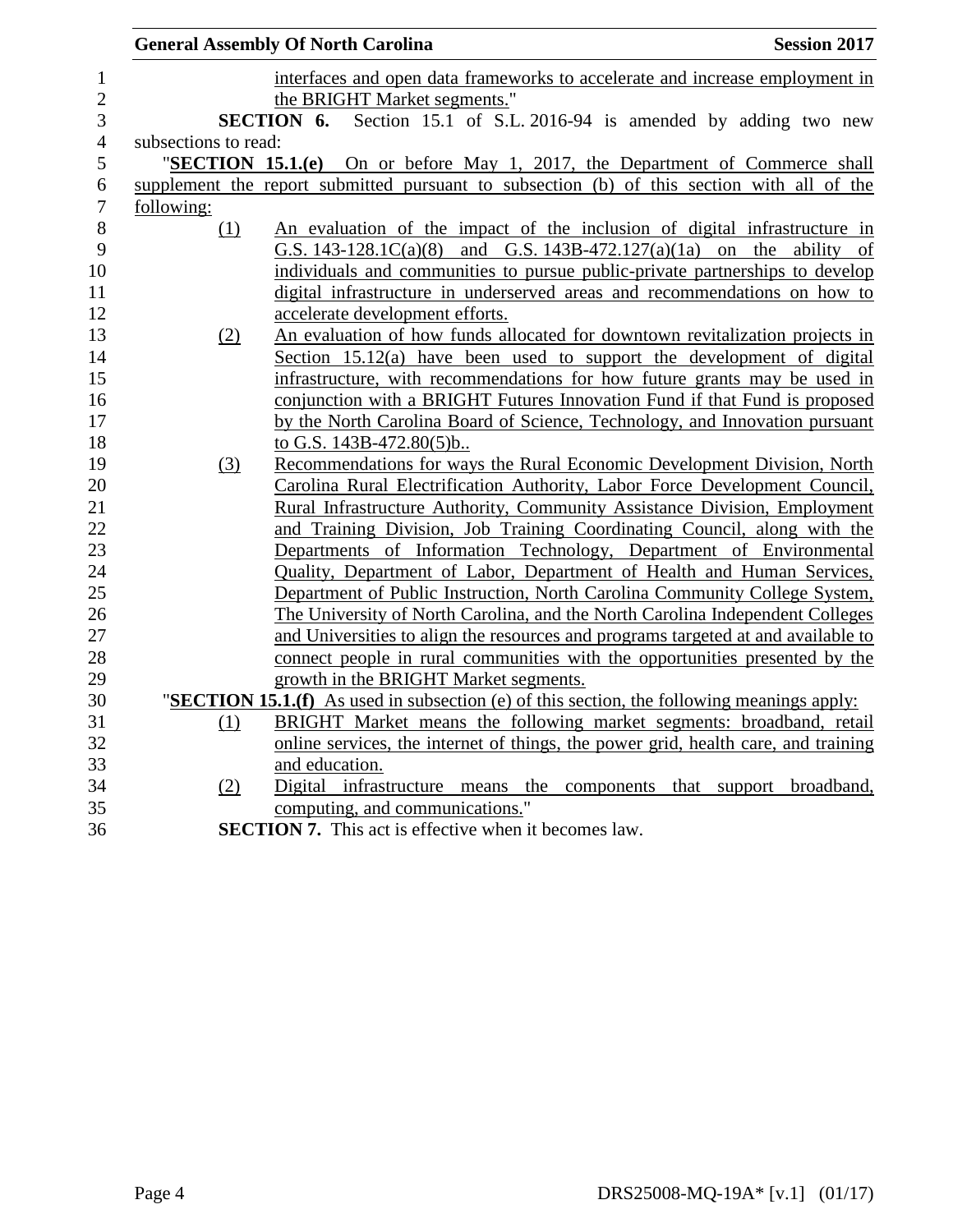interfaces and open data frameworks to accelerate and increase employment in the BRIGHT Market segments."

**SECTION 6.** Section 15.1 of S.L. 2016-94 is amended by adding two new subsections to read:

"**SECTION 15.1.(e)** On or before May 1, 2017, the Department of Commerce shall supplement the report submitted pursuant to subsection (b) of this section with all of the following:

(1) An evaluation of the impact of the inclusion of digital infrastructure in G.S. 143-128.1C(a)(8) and G.S. 143B-472.127(a)(1a) on the ability of individuals and communities to pursue public-private partnerships to develop digital infrastructure in underserved areas and recommendations on how to accelerate development efforts.

(2) An evaluation of how funds allocated for downtown revitalization projects in Section 15.12(a) have been used to support the development of digital infrastructure, with recommendations for how future grants may be used in conjunction with a BRIGHT Futures Innovation Fund if that Fund is proposed by the North Carolina Board of Science, Technology, and Innovation pursuant to G.S. 143B-472.80(5)b..

(3) Recommendations for ways the Rural Economic Development Division, North Carolina Rural Electrification Authority, Labor Force Development Council, Rural Infrastructure Authority, Community Assistance Division, Employment and Training Division, Job Training Coordinating Council, along with the Departments of Information Technology, Department of Environmental Quality, Department of Labor, Department of Health and Human Services, Department of Public Instruction, North Carolina Community College System, The University of North Carolina, and the North Carolina Independent Colleges and Universities to align the resources and programs targeted at and available to connect people in rural communities with the opportunities presented by the growth in the BRIGHT Market segments.

"**SECTION 15.1.(f)** As used in subsection (e) of this section, the following meanings apply:

(1) BRIGHT Market means the following market segments: broadband, retail online services, the internet of things, the power grid, health care, and training and education.

(2) Digital infrastructure means the components that support broadband, computing, and communications."

**SECTION 7.** This act is effective when it becomes law.